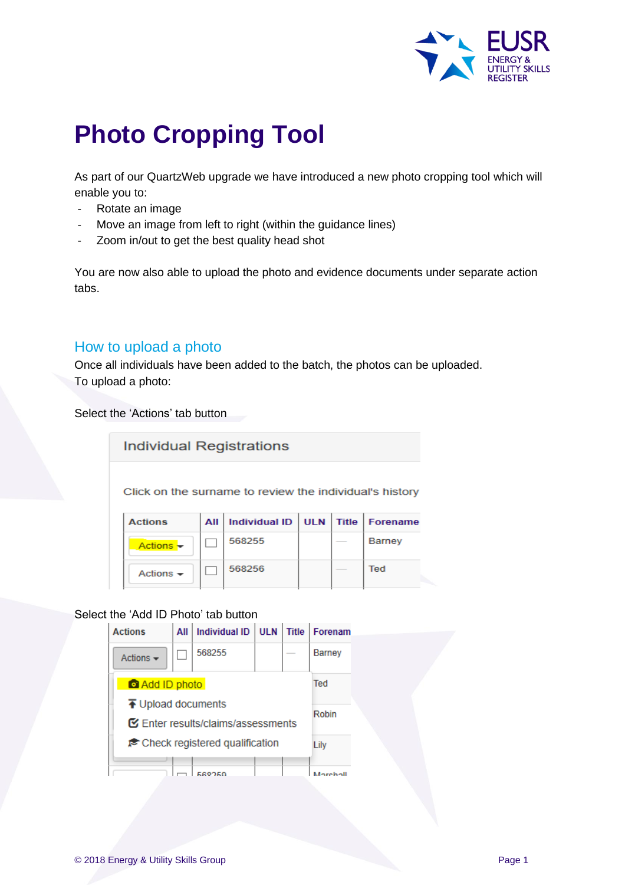# Photo Cropping Tool

As part of our QuartzWeb upgrade we have introduced a new photo cropping tool which will enable you to:

- Rotate an image
- Move an image from left to right (within the guidance lines)
- Zoom in/out to get the best quality head shot

You are now also able to upload the photo and evidence documents under separate action tabs.

## How to upload a photo

Once all individuals have been added to the batch, the photos can be uploaded.
To upload a photo:

Select the 'Actions' tab button

Select the 'Add ID Photo' tab button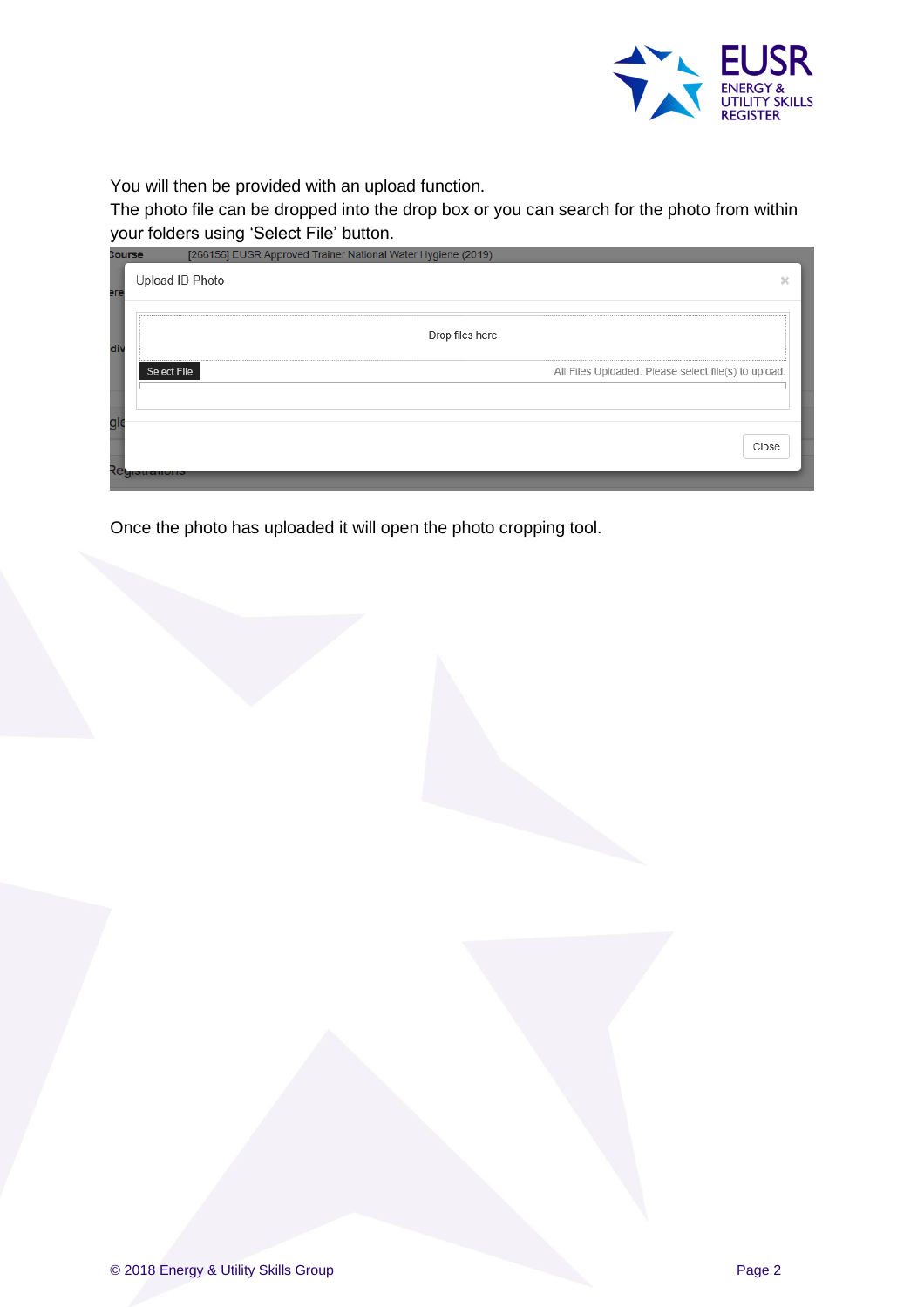You will then be provided with an upload function.

The photo file can be dropped into the drop box or you can search for the photo from within your folders using 'Select File' button.

Once the photo has uploaded it will open the photo cropping tool.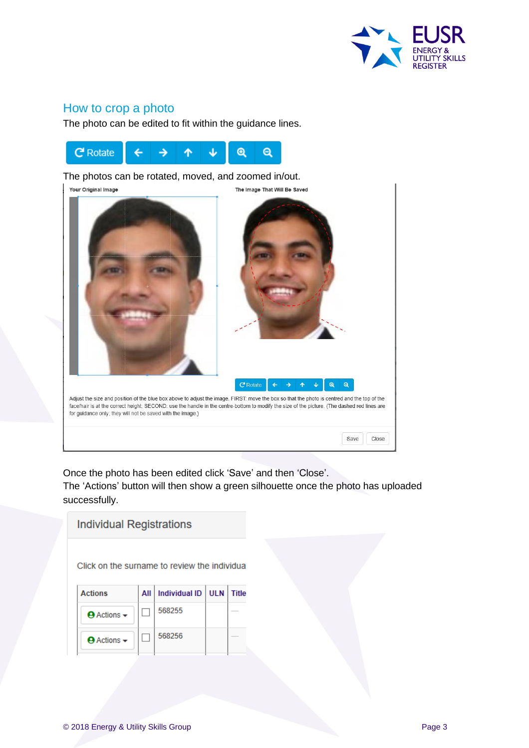## How to crop a photo

The photo can be edited to fit within the guidance lines.

The photos can be rotated, moved, and zoomed in/out.

Once the photo has been edited click 'Save' and then 'Close'.
The 'Actions' button will then show a green silhouette once the photo has uploaded successfully.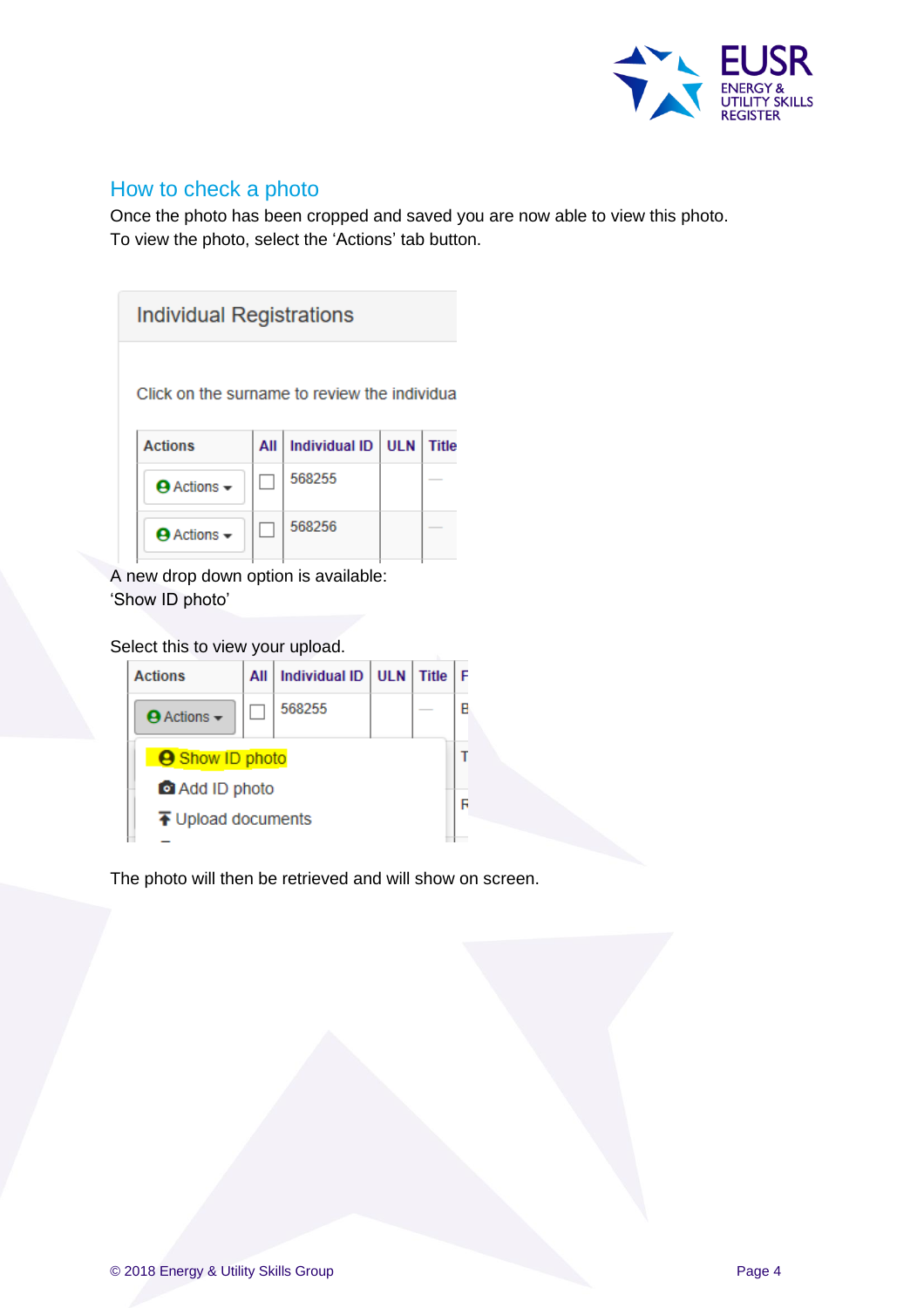## How to check a photo

Once the photo has been cropped and saved you are now able to view this photo.
To view the photo, select the 'Actions' tab button.

A new drop down option is available:
'Show ID photo'

Select this to view your upload.

The photo will then be retrieved and will show on screen.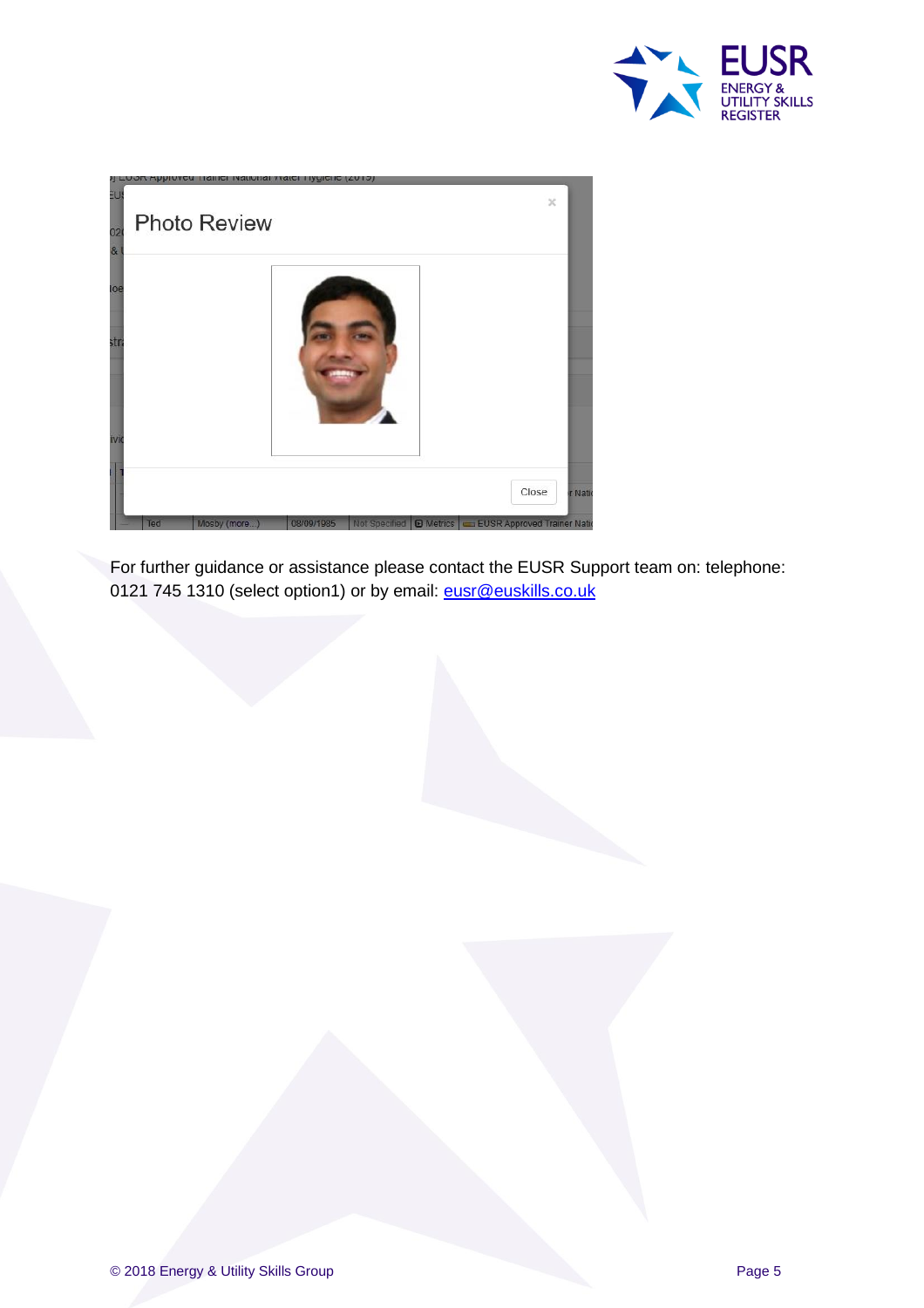For further guidance or assistance please contact the EUSR Support team on: telephone: 0121 745 1310 (select option1) or by email: [eusr@euskills.co.uk](mailto:eusr@euskills.co.uk)